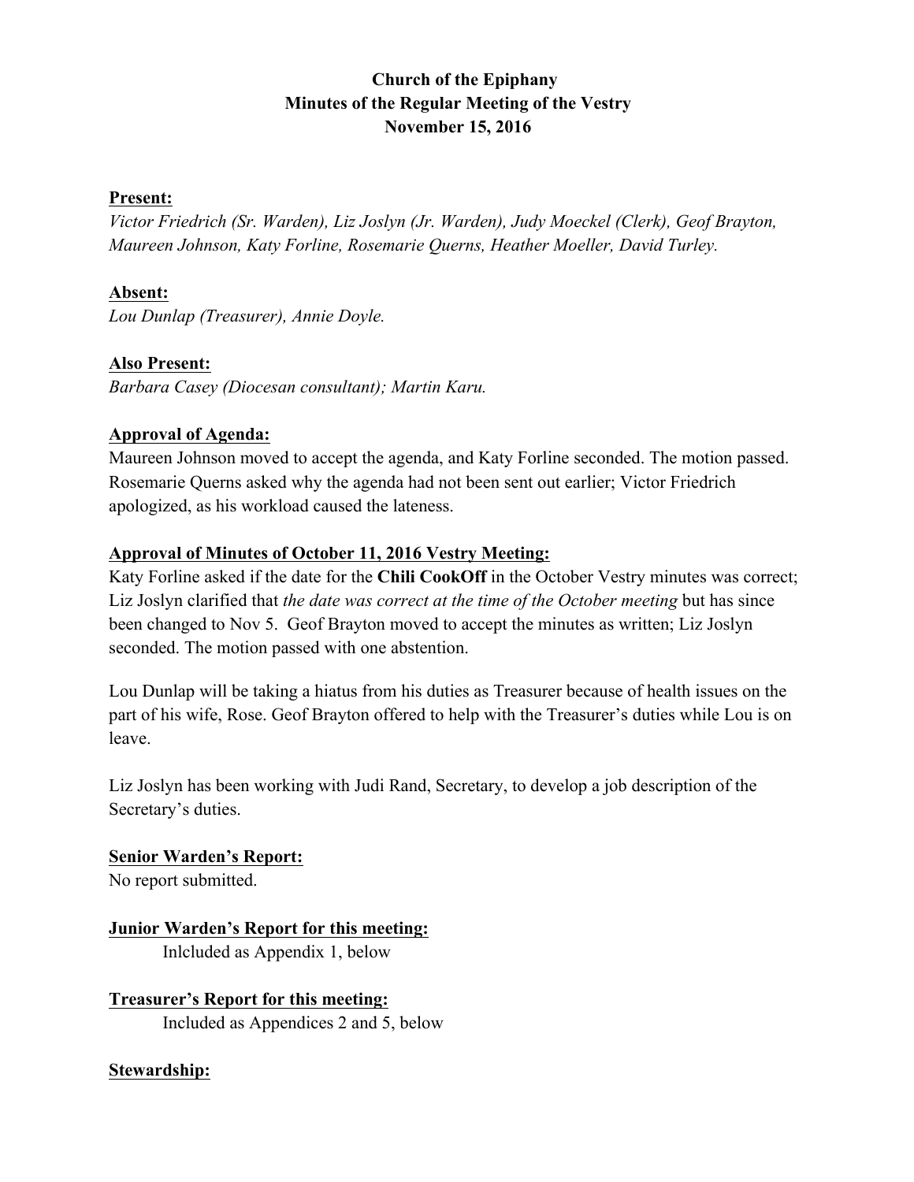# Church of the Epiphany
## Minutes of the Regular Meeting of the Vestry
### November 15, 2016

**Present:**
*Victor Friedrich (Sr. Warden), Liz Joslyn (Jr. Warden), Judy Moeckel (Clerk), Geof Brayton, Maureen Johnson, Katy Forline, Rosemarie Querns, Heather Moeller, David Turley.*

**Absent:**
*Lou Dunlap (Treasurer), Annie Doyle.*

**Also Present:**
*Barbara Casey (Diocesan consultant); Martin Karu.*

**Approval of Agenda:**
Maureen Johnson moved to accept the agenda, and Katy Forline seconded. The motion passed. Rosemarie Querns asked why the agenda had not been sent out earlier; Victor Friedrich apologized, as his workload caused the lateness.

**Approval of Minutes of October 11, 2016 Vestry Meeting:**
Katy Forline asked if the date for the **Chili CookOff** in the October Vestry minutes was correct; Liz Joslyn clarified that *the date was correct at the time of the October meeting* but has since been changed to Nov 5. Geof Brayton moved to accept the minutes as written; Liz Joslyn seconded. The motion passed with one abstention.

Lou Dunlap will be taking a hiatus from his duties as Treasurer because of health issues on the part of his wife, Rose. Geof Brayton offered to help with the Treasurer's duties while Lou is on leave.

Liz Joslyn has been working with Judi Rand, Secretary, to develop a job description of the Secretary's duties.

**Senior Warden's Report:**
No report submitted.

**Junior Warden's Report for this meeting:**
Inlcluded as Appendix 1, below

**Treasurer's Report for this meeting:**
Included as Appendices 2 and 5, below

**Stewardship:**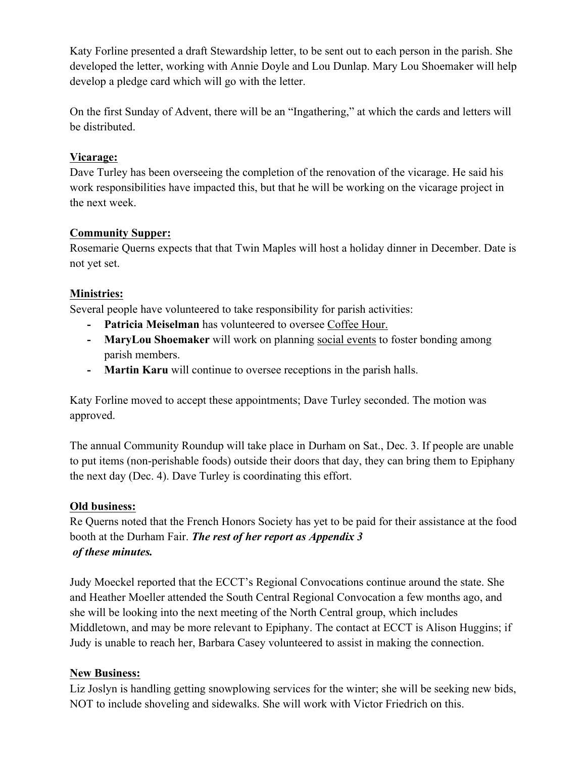Katy Forline presented a draft Stewardship letter, to be sent out to each person in the parish. She developed the letter, working with Annie Doyle and Lou Dunlap. Mary Lou Shoemaker will help develop a pledge card which will go with the letter.

On the first Sunday of Advent, there will be an "Ingathering," at which the cards and letters will be distributed.

**Vicarage:**

Dave Turley has been overseeing the completion of the renovation of the vicarage. He said his work responsibilities have impacted this, but that he will be working on the vicarage project in the next week.

**Community Supper:**

Rosemarie Querns expects that that Twin Maples will host a holiday dinner in December. Date is not yet set.

**Ministries:**

Several people have volunteered to take responsibility for parish activities:

- **Patricia Meiselman** has volunteered to oversee Coffee Hour.
- **MaryLou Shoemaker** will work on planning social events to foster bonding among parish members.
- **Martin Karu** will continue to oversee receptions in the parish halls.

Katy Forline moved to accept these appointments; Dave Turley seconded. The motion was approved.

The annual Community Roundup will take place in Durham on Sat., Dec. 3. If people are unable to put items (non-perishable foods) outside their doors that day, they can bring them to Epiphany the next day (Dec. 4). Dave Turley is coordinating this effort.

**Old business:**

Re Querns noted that the French Honors Society has yet to be paid for their assistance at the food booth at the Durham Fair. ***The rest of her report as Appendix 3 of these minutes.***

Judy Moeckel reported that the ECCT's Regional Convocations continue around the state. She and Heather Moeller attended the South Central Regional Convocation a few months ago, and she will be looking into the next meeting of the North Central group, which includes Middletown, and may be more relevant to Epiphany. The contact at ECCT is Alison Huggins; if Judy is unable to reach her, Barbara Casey volunteered to assist in making the connection.

**New Business:**

Liz Joslyn is handling getting snowplowing services for the winter; she will be seeking new bids, NOT to include shoveling and sidewalks. She will work with Victor Friedrich on this.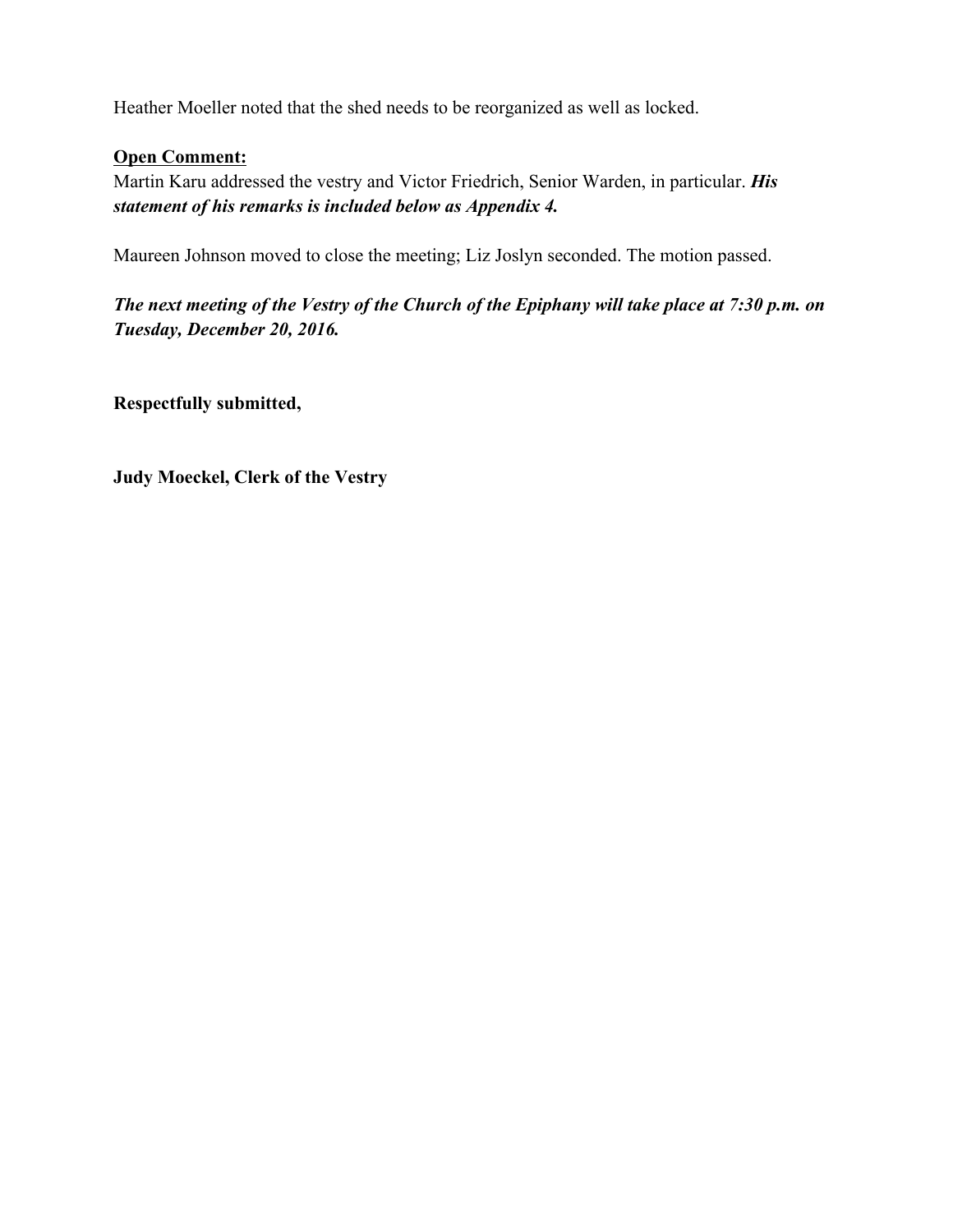Heather Moeller noted that the shed needs to be reorganized as well as locked.

<u>**Open Comment:**</u>

Martin Karu addressed the vestry and Victor Friedrich, Senior Warden, in particular. ***His statement of his remarks is included below as Appendix 4.***

Maureen Johnson moved to close the meeting; Liz Joslyn seconded. The motion passed.

***The next meeting of the Vestry of the Church of the Epiphany will take place at 7:30 p.m. on Tuesday, December 20, 2016.***

**Respectfully submitted,**

**Judy Moeckel, Clerk of the Vestry**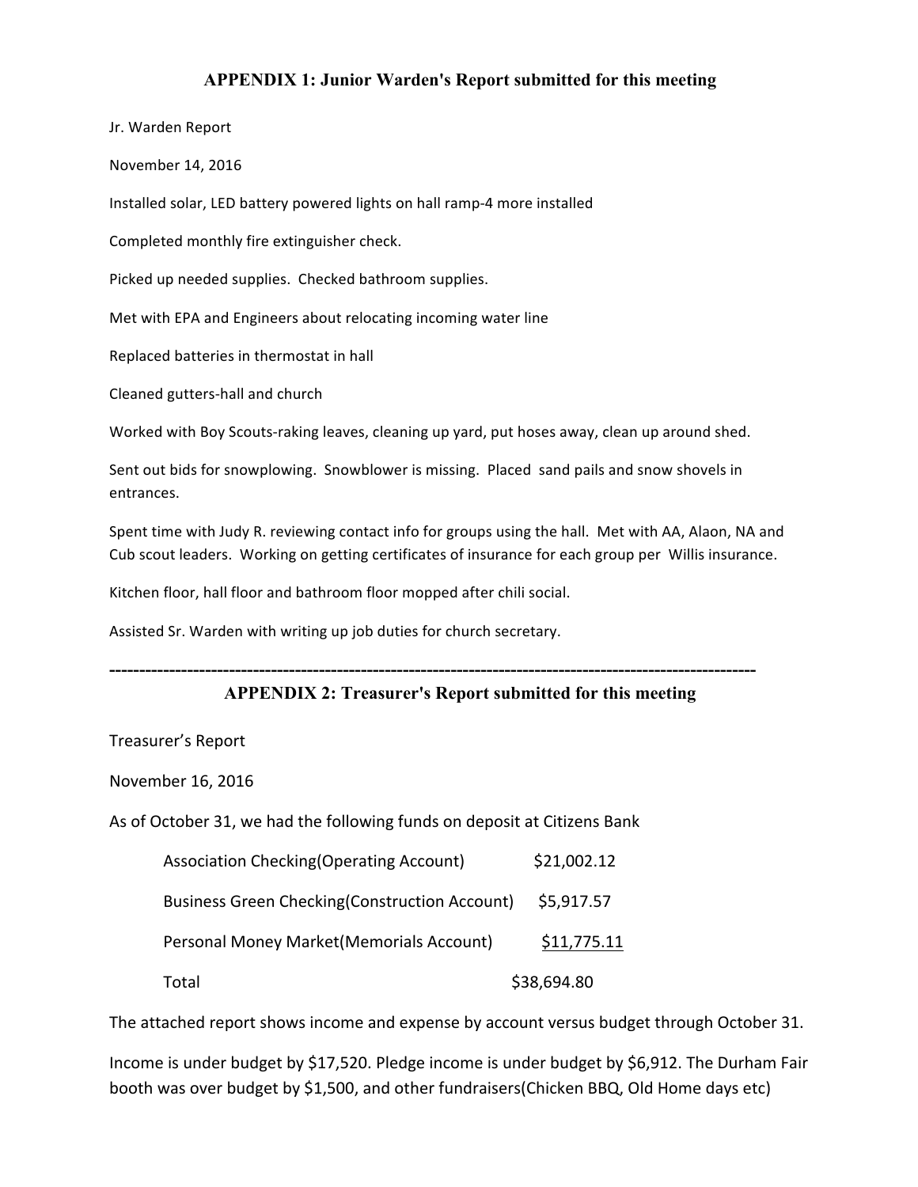## APPENDIX 1: Junior Warden's Report submitted for this meeting

Jr. Warden Report

November 14, 2016

Installed solar, LED battery powered lights on hall ramp-4 more installed

Completed monthly fire extinguisher check.

Picked up needed supplies. Checked bathroom supplies.

Met with EPA and Engineers about relocating incoming water line

Replaced batteries in thermostat in hall

Cleaned gutters-hall and church

Worked with Boy Scouts-raking leaves, cleaning up yard, put hoses away, clean up around shed.

Sent out bids for snowplowing. Snowblower is missing. Placed sand pails and snow shovels in entrances.

Spent time with Judy R. reviewing contact info for groups using the hall. Met with AA, Alaon, NA and Cub scout leaders. Working on getting certificates of insurance for each group per Willis insurance.

Kitchen floor, hall floor and bathroom floor mopped after chili social.

Assisted Sr. Warden with writing up job duties for church secretary.

---

## APPENDIX 2: Treasurer's Report submitted for this meeting

Treasurer's Report

November 16, 2016

As of October 31, we had the following funds on deposit at Citizens Bank

| | |
|---|---|
| Association Checking(Operating Account) | $21,002.12 |
| Business Green Checking(Construction Account) | $5,917.57 |
| Personal Money Market(Memorials Account) | $11,775.11 |
| Total | $38,694.80 |

The attached report shows income and expense by account versus budget through October 31.

Income is under budget by $17,520. Pledge income is under budget by $6,912. The Durham Fair booth was over budget by $1,500, and other fundraisers(Chicken BBQ, Old Home days etc)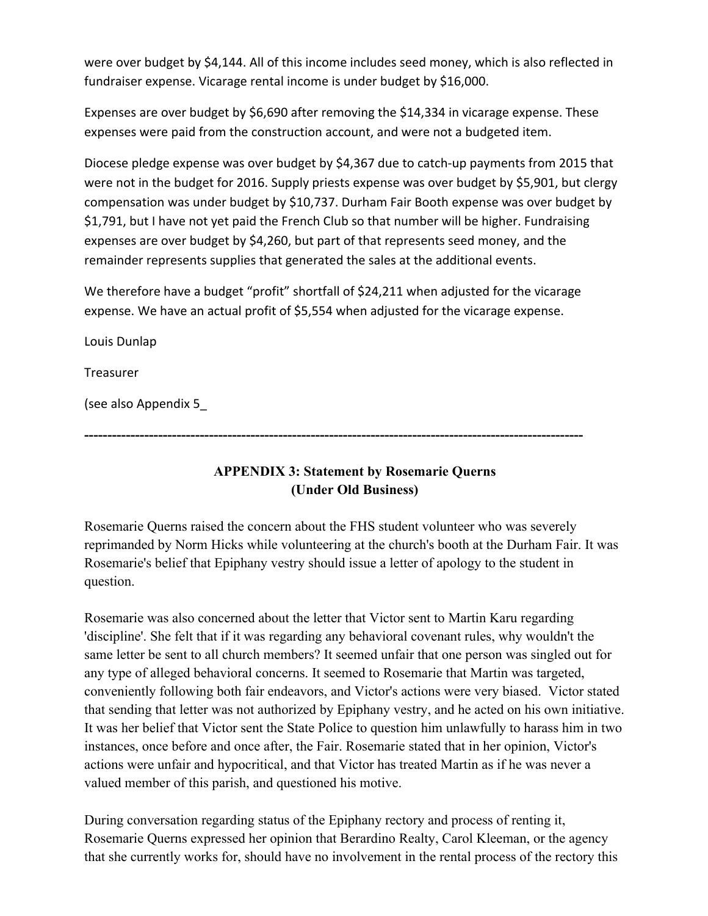were over budget by $4,144. All of this income includes seed money, which is also reflected in fundraiser expense. Vicarage rental income is under budget by $16,000.

Expenses are over budget by $6,690 after removing the $14,334 in vicarage expense. These expenses were paid from the construction account, and were not a budgeted item.

Diocese pledge expense was over budget by $4,367 due to catch-up payments from 2015 that were not in the budget for 2016. Supply priests expense was over budget by $5,901, but clergy compensation was under budget by $10,737. Durham Fair Booth expense was over budget by $1,791, but I have not yet paid the French Club so that number will be higher. Fundraising expenses are over budget by $4,260, but part of that represents seed money, and the remainder represents supplies that generated the sales at the additional events.

We therefore have a budget "profit" shortfall of $24,211 when adjusted for the vicarage expense. We have an actual profit of $5,554 when adjusted for the vicarage expense.

Louis Dunlap

Treasurer

(see also Appendix 5_

---

## APPENDIX 3: Statement by Rosemarie Querns (Under Old Business)

Rosemarie Querns raised the concern about the FHS student volunteer who was severely reprimanded by Norm Hicks while volunteering at the church's booth at the Durham Fair. It was Rosemarie's belief that Epiphany vestry should issue a letter of apology to the student in question.

Rosemarie was also concerned about the letter that Victor sent to Martin Karu regarding 'discipline'. She felt that if it was regarding any behavioral covenant rules, why wouldn't the same letter be sent to all church members? It seemed unfair that one person was singled out for any type of alleged behavioral concerns. It seemed to Rosemarie that Martin was targeted, conveniently following both fair endeavors, and Victor's actions were very biased. Victor stated that sending that letter was not authorized by Epiphany vestry, and he acted on his own initiative. It was her belief that Victor sent the State Police to question him unlawfully to harass him in two instances, once before and once after, the Fair. Rosemarie stated that in her opinion, Victor's actions were unfair and hypocritical, and that Victor has treated Martin as if he was never a valued member of this parish, and questioned his motive.

During conversation regarding status of the Epiphany rectory and process of renting it, Rosemarie Querns expressed her opinion that Berardino Realty, Carol Kleeman, or the agency that she currently works for, should have no involvement in the rental process of the rectory this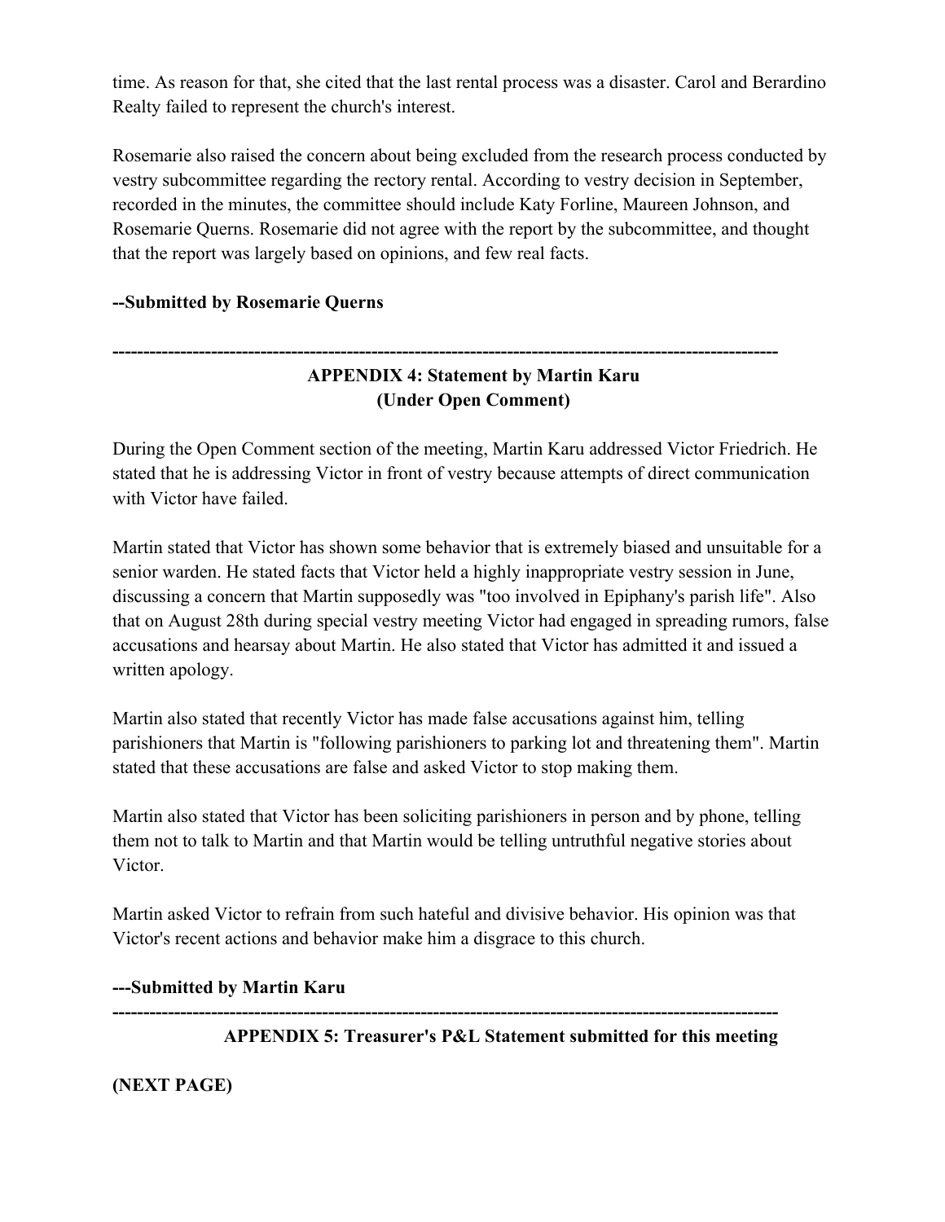time. As reason for that, she cited that the last rental process was a disaster. Carol and Berardino Realty failed to represent the church's interest.

Rosemarie also raised the concern about being excluded from the research process conducted by vestry subcommittee regarding the rectory rental. According to vestry decision in September, recorded in the minutes, the committee should include Katy Forline, Maureen Johnson, and Rosemarie Querns. Rosemarie did not agree with the report by the subcommittee, and thought that the report was largely based on opinions, and few real facts.

**--Submitted by Rosemarie Querns**

---

**APPENDIX 4: Statement by Martin Karu**
**(Under Open Comment)**

During the Open Comment section of the meeting, Martin Karu addressed Victor Friedrich. He stated that he is addressing Victor in front of vestry because attempts of direct communication with Victor have failed.

Martin stated that Victor has shown some behavior that is extremely biased and unsuitable for a senior warden. He stated facts that Victor held a highly inappropriate vestry session in June, discussing a concern that Martin supposedly was "too involved in Epiphany's parish life". Also that on August 28th during special vestry meeting Victor had engaged in spreading rumors, false accusations and hearsay about Martin. He also stated that Victor has admitted it and issued a written apology.

Martin also stated that recently Victor has made false accusations against him, telling parishioners that Martin is "following parishioners to parking lot and threatening them". Martin stated that these accusations are false and asked Victor to stop making them.

Martin also stated that Victor has been soliciting parishioners in person and by phone, telling them not to talk to Martin and that Martin would be telling untruthful negative stories about Victor.

Martin asked Victor to refrain from such hateful and divisive behavior. His opinion was that Victor's recent actions and behavior make him a disgrace to this church.

**---Submitted by Martin Karu**

---

**APPENDIX 5: Treasurer's P&L Statement submitted for this meeting**

**(NEXT PAGE)**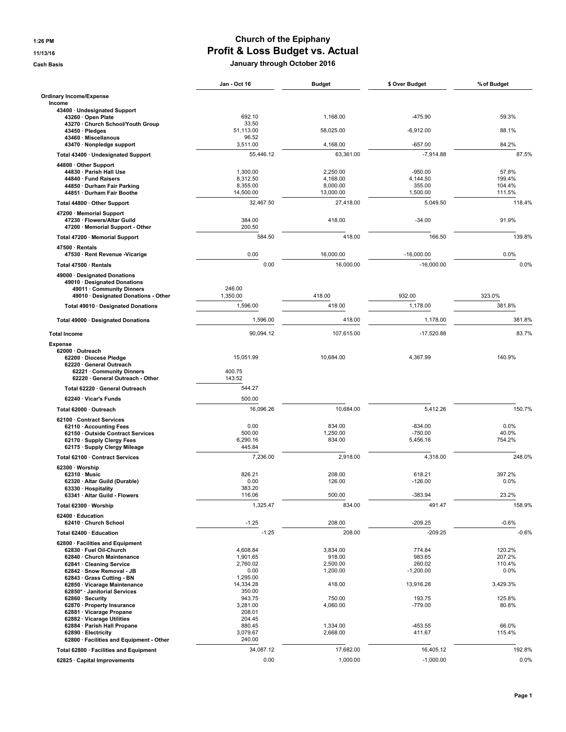# Church of the Epiphany

## Profit & Loss Budget vs. Actual

### January through October 2016

1:26 PM
11/13/16
Cash Basis

| | Jan - Oct 16 | Budget | $ Over Budget | % of Budget |
|---|---|---|---|---|
| **Ordinary Income/Expense** | | | | |
| **Income** | | | | |
| **43400 · Undesignated Support** | | | | |
| 43260 · Open Plate | 692.10 | 1,168.00 | -475.90 | 59.3% |
| 43270 · Church School/Youth Group | 33.50 | | | |
| 43450 · Pledges | 51,113.00 | 58,025.00 | -6,912.00 | 88.1% |
| 43460 · Miscellanous | 96.52 | | | |
| 43470 · Nonpledge support | 3,511.00 | 4,168.00 | -657.00 | 84.2% |
| **Total 43400 · Undesignated Support** | 55,446.12 | 63,361.00 | -7,914.88 | 87.5% |
| **44800 · Other Support** | | | | |
| 44830 · Parish Hall Use | 1,300.00 | 2,250.00 | -950.00 | 57.8% |
| 44840 · Fund Raisers | 8,312.50 | 4,168.00 | 4,144.50 | 199.4% |
| 44850 · Durham Fair Parking | 8,355.00 | 8,000.00 | 355.00 | 104.4% |
| 44851 · Durham Fair Boothe | 14,500.00 | 13,000.00 | 1,500.00 | 111.5% |
| **Total 44800 · Other Support** | 32,467.50 | 27,418.00 | 5,049.50 | 118.4% |
| **47200 · Memorial Support** | | | | |
| 47230 · Flowers/Altar Guild | 384.00 | 418.00 | -34.00 | 91.9% |
| 47200 · Memorial Support - Other | 200.50 | | | |
| **Total 47200 · Memorial Support** | 584.50 | 418.00 | 166.50 | 139.8% |
| **47500 · Rentals** | | | | |
| 47530 · Rent Revenue -Vicarige | 0.00 | 16,000.00 | -16,000.00 | 0.0% |
| **Total 47500 · Rentals** | 0.00 | 16,000.00 | -16,000.00 | 0.0% |
| **49000 · Designated Donations** | | | | |
| **49010 · Designated Donations** | | | | |
| 49011 · Community Dinners | 246.00 | | | |
| 49010 · Designated Donations - Other | 1,350.00 | 418.00 | 932.00 | 323.0% |
| **Total 49010 · Designated Donations** | 1,596.00 | 418.00 | 1,178.00 | 381.8% |
| **Total 49000 · Designated Donations** | 1,596.00 | 418.00 | 1,178.00 | 381.8% |
| **Total Income** | 90,094.12 | 107,615.00 | -17,520.88 | 83.7% |
| **Expense** | | | | |
| **62000 · Outreach** | | | | |
| 62200 · Diocese Pledge | 15,051.99 | 10,684.00 | 4,367.99 | 140.9% |
| **62220 · General Outreach** | | | | |
| 62221 · Community Dinners | 400.75 | | | |
| 62220 · General Outreach - Other | 143.52 | | | |
| **Total 62220 · General Outreach** | 544.27 | | | |
| 62240 · Vicar's Funds | 500.00 | | | |
| **Total 62000 · Outreach** | 16,096.26 | 10,684.00 | 5,412.26 | 150.7% |
| **62100 · Contract Services** | | | | |
| 62110 · Accounting Fees | 0.00 | 834.00 | -834.00 | 0.0% |
| 62150 · Outside Contract Services | 500.00 | 1,250.00 | -750.00 | 40.0% |
| 62170 · Supply Clergy Fees | 6,290.16 | 834.00 | 5,456.16 | 754.2% |
| 62175 · Supply Clergy Mileage | 445.84 | | | |
| **Total 62100 · Contract Services** | 7,236.00 | 2,918.00 | 4,318.00 | 248.0% |
| **62300 · Worship** | | | | |
| 62310 · Music | 826.21 | 208.00 | 618.21 | 397.2% |
| 62320 · Altar Guild (Durable) | 0.00 | 126.00 | -126.00 | 0.0% |
| 63330 · Hospitality | 383.20 | | | |
| 63341 · Altar Guild - Flowers | 116.06 | 500.00 | -383.94 | 23.2% |
| **Total 62300 · Worship** | 1,325.47 | 834.00 | 491.47 | 158.9% |
| **62400 · Education** | | | | |
| 62410 · Church School | -1.25 | 208.00 | -209.25 | -0.6% |
| **Total 62400 · Education** | -1.25 | 208.00 | -209.25 | -0.6% |
| **62800 · Facilities and Equipment** | | | | |
| 62830 · Fuel Oil-Church | 4,608.84 | 3,834.00 | 774.84 | 120.2% |
| 62840 · Church Maintenance | 1,901.65 | 918.00 | 983.65 | 207.2% |
| 62841 · Cleaning Service | 2,760.02 | 2,500.00 | 260.02 | 110.4% |
| 62842 · Snow Removal - JB | 0.00 | 1,200.00 | -1,200.00 | 0.0% |
| 62843 · Grass Cutting - BN | 1,295.00 | | | |
| 62850 · Vicarage Maintenance | 14,334.28 | 418.00 | 13,916.28 | 3,429.3% |
| 62850* · Janitorial Services | 350.00 | | | |
| 62860 · Security | 943.75 | 750.00 | 193.75 | 125.8% |
| 62870 · Property Insurance | 3,281.00 | 4,060.00 | -779.00 | 80.8% |
| 62881 · Vicarage Propane | 208.01 | | | |
| 62882 · Vicarage Utilities | 204.45 | | | |
| 62884 · Parish Hall Propane | 880.45 | 1,334.00 | -453.55 | 66.0% |
| 62890 · Electricity | 3,079.67 | 2,668.00 | 411.67 | 115.4% |
| 62800 · Facilities and Equipment - Other | 240.00 | | | |
| **Total 62800 · Facilities and Equipment** | 34,087.12 | 17,682.00 | 16,405.12 | 192.8% |
| 62825 · Capital Improvements | 0.00 | 1,000.00 | -1,000.00 | 0.0% |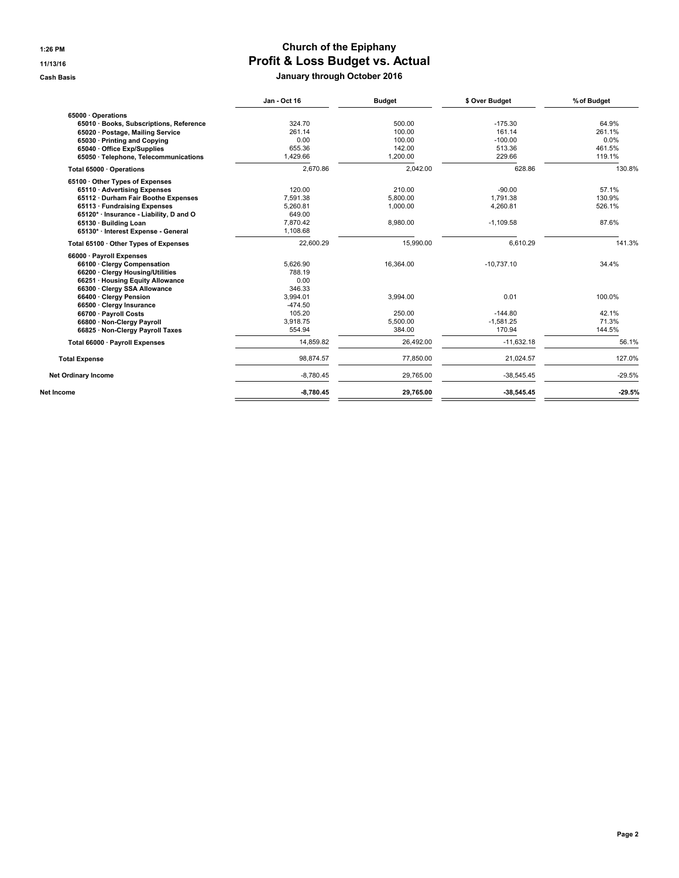# Church of the Epiphany

## Profit & Loss Budget vs. Actual

### January through October 2016

1:26 PM
11/13/16
Cash Basis

| | Jan - Oct 16 | Budget | $ Over Budget | % of Budget |
|---|---|---|---|---|
| **65000 · Operations** | | | | |
| **65010 · Books, Subscriptions, Reference** | 324.70 | 500.00 | -175.30 | 64.9% |
| **65020 · Postage, Mailing Service** | 261.14 | 100.00 | 161.14 | 261.1% |
| **65030 · Printing and Copying** | 0.00 | 100.00 | -100.00 | 0.0% |
| **65040 · Office Exp/Supplies** | 655.36 | 142.00 | 513.36 | 461.5% |
| **65050 · Telephone, Telecommunications** | 1,429.66 | 1,200.00 | 229.66 | 119.1% |
| **Total 65000 · Operations** | 2,670.86 | 2,042.00 | 628.86 | 130.8% |
| **65100 · Other Types of Expenses** | | | | |
| **65110 · Advertising Expenses** | 120.00 | 210.00 | -90.00 | 57.1% |
| **65112 · Durham Fair Boothe Expenses** | 7,591.38 | 5,800.00 | 1,791.38 | 130.9% |
| **65113 · Fundraising Expenses** | 5,260.81 | 1,000.00 | 4,260.81 | 526.1% |
| **65120* · Insurance - Liability, D and O** | 649.00 | | | |
| **65130 · Building Loan** | 7,870.42 | 8,980.00 | -1,109.58 | 87.6% |
| **65130* · Interest Expense - General** | 1,108.68 | | | |
| **Total 65100 · Other Types of Expenses** | 22,600.29 | 15,990.00 | 6,610.29 | 141.3% |
| **66000 · Payroll Expenses** | | | | |
| **66100 · Clergy Compensation** | 5,626.90 | 16,364.00 | -10,737.10 | 34.4% |
| **66200 · Clergy Housing/Utilities** | 788.19 | | | |
| **66251 · Housing Equity Allowance** | 0.00 | | | |
| **66300 · Clergy SSA Allowance** | 346.33 | | | |
| **66400 · Clergy Pension** | 3,994.01 | 3,994.00 | 0.01 | 100.0% |
| **66500 · Clergy Insurance** | -474.50 | | | |
| **66700 · Payroll Costs** | 105.20 | 250.00 | -144.80 | 42.1% |
| **66800 · Non-Clergy Payroll** | 3,918.75 | 5,500.00 | -1,581.25 | 71.3% |
| **66825 · Non-Clergy Payroll Taxes** | 554.94 | 384.00 | 170.94 | 144.5% |
| **Total 66000 · Payroll Expenses** | 14,859.82 | 26,492.00 | -11,632.18 | 56.1% |
| **Total Expense** | 98,874.57 | 77,850.00 | 21,024.57 | 127.0% |
| **Net Ordinary Income** | -8,780.45 | 29,765.00 | -38,545.45 | -29.5% |
| **Net Income** | **-8,780.45** | **29,765.00** | **-38,545.45** | **-29.5%** |